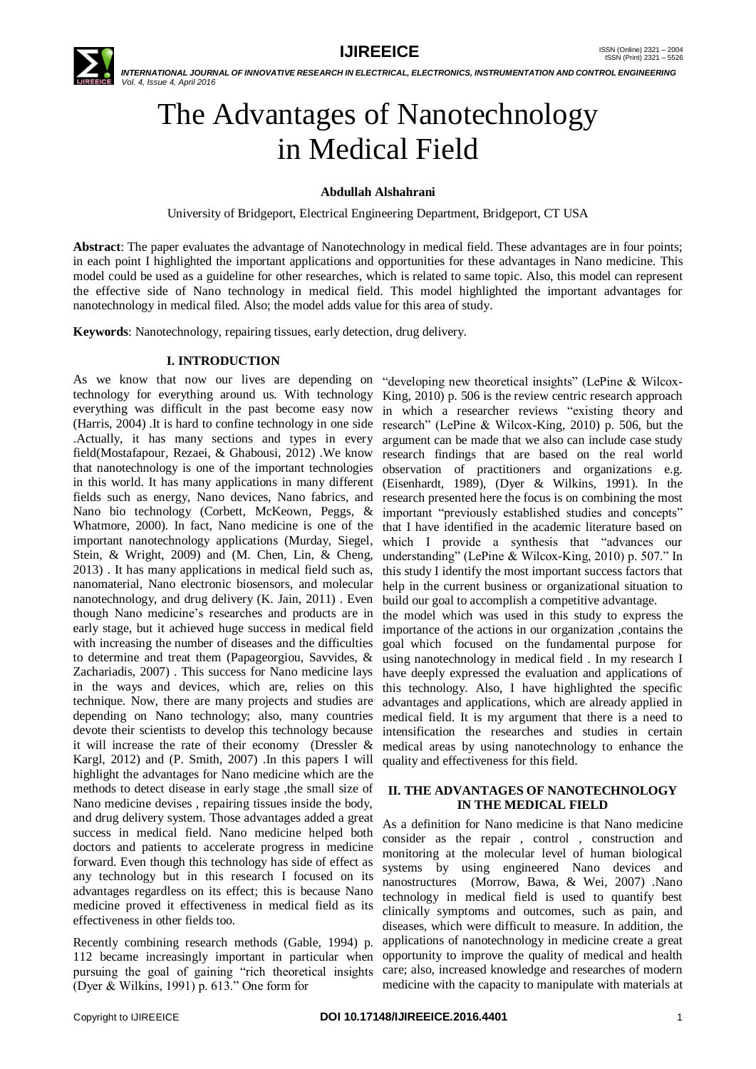# The Advantages of Nanotechnology in Medical Field

**Abdullah Alshahrani**

University of Bridgeport, Electrical Engineering Department, Bridgeport, CT USA

**Abstract**: The paper evaluates the advantage of Nanotechnology in medical field. These advantages are in four points; in each point I highlighted the important applications and opportunities for these advantages in Nano medicine. This model could be used as a guideline for other researches, which is related to same topic. Also, this model can represent the effective side of Nano technology in medical field. This model highlighted the important advantages for nanotechnology in medical filed. Also; the model adds value for this area of study.

**Keywords**: Nanotechnology, repairing tissues, early detection, drug delivery.

## I. INTRODUCTION

As we know that now our lives are depending on technology for everything around us. With technology everything was difficult in the past become easy now (Harris, 2004) .It is hard to confine technology in one side .Actually, it has many sections and types in every field(Mostafapour, Rezaei, & Ghabousi, 2012) .We know that nanotechnology is one of the important technologies in this world. It has many applications in many different fields such as energy, Nano devices, Nano fabrics, and Nano bio technology (Corbett, McKeown, Peggs, & Whatmore, 2000). In fact, Nano medicine is one of the important nanotechnology applications (Murday, Siegel, Stein, & Wright, 2009) and (M. Chen, Lin, & Cheng, 2013) . It has many applications in medical field such as, nanomaterial, Nano electronic biosensors, and molecular nanotechnology, and drug delivery (K. Jain, 2011) . Even though Nano medicine's researches and products are in early stage, but it achieved huge success in medical field with increasing the number of diseases and the difficulties to determine and treat them (Papageorgiou, Savvides, & Zachariadis, 2007) . This success for Nano medicine lays in the ways and devices, which are, relies on this technique. Now, there are many projects and studies are depending on Nano technology; also, many countries devote their scientists to develop this technology because it will increase the rate of their economy (Dressler & Kargl, 2012) and (P. Smith, 2007) .In this papers I will highlight the advantages for Nano medicine which are the methods to detect disease in early stage ,the small size of Nano medicine devises , repairing tissues inside the body, and drug delivery system. Those advantages added a great success in medical field. Nano medicine helped both doctors and patients to accelerate progress in medicine forward. Even though this technology has side of effect as any technology but in this research I focused on its advantages regardless on its effect; this is because Nano medicine proved it effectiveness in medical field as its effectiveness in other fields too.

Recently combining research methods (Gable, 1994) p. 112 became increasingly important in particular when pursuing the goal of gaining "rich theoretical insights (Dyer & Wilkins, 1991) p. 613." One form for "developing new theoretical insights" (LePine & Wilcox-King, 2010) p. 506 is the review centric research approach in which a researcher reviews "existing theory and research" (LePine & Wilcox-King, 2010) p. 506, but the argument can be made that we also can include case study research findings that are based on the real world observation of practitioners and organizations e.g. (Eisenhardt, 1989), (Dyer & Wilkins, 1991). In the research presented here the focus is on combining the most important "previously established studies and concepts" that I have identified in the academic literature based on which I provide a synthesis that "advances our understanding" (LePine & Wilcox-King, 2010) p. 507." In this study I identify the most important success factors that help in the current business or organizational situation to build our goal to accomplish a competitive advantage.

the model which was used in this study to express the importance of the actions in our organization ,contains the goal which focused on the fundamental purpose for using nanotechnology in medical field . In my research I have deeply expressed the evaluation and applications of this technology. Also, I have highlighted the specific advantages and applications, which are already applied in medical field. It is my argument that there is a need to intensification the researches and studies in certain medical areas by using nanotechnology to enhance the quality and effectiveness for this field.

## II. THE ADVANTAGES OF NANOTECHNOLOGY IN THE MEDICAL FIELD

As a definition for Nano medicine is that Nano medicine consider as the repair , control , construction and monitoring at the molecular level of human biological systems by using engineered Nano devices and nanostructures (Morrow, Bawa, & Wei, 2007) .Nano technology in medical field is used to quantify best clinically symptoms and outcomes, such as pain, and diseases, which were difficult to measure. In addition, the applications of nanotechnology in medicine create a great opportunity to improve the quality of medical and health care; also, increased knowledge and researches of modern medicine with the capacity to manipulate with materials at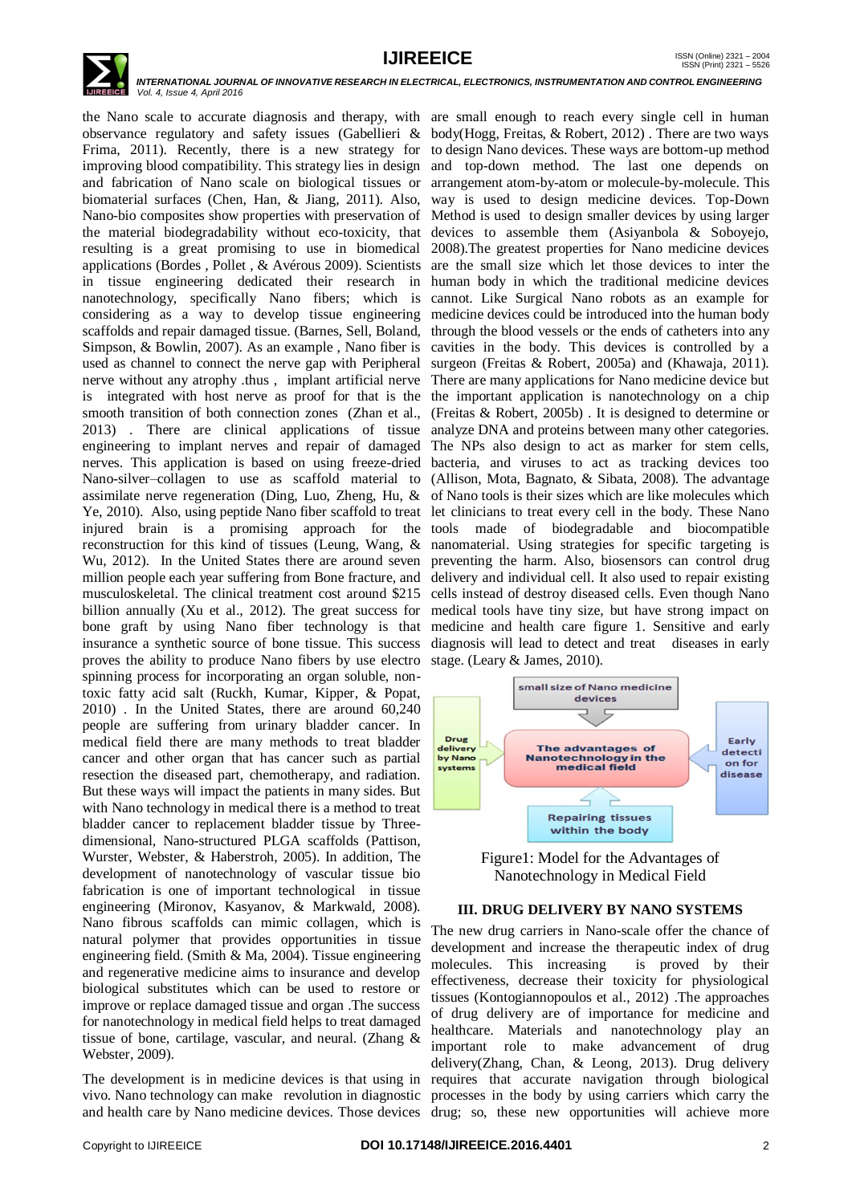the Nano scale to accurate diagnosis and therapy, with observance regulatory and safety issues (Gabellieri & Frima, 2011). Recently, there is a new strategy for improving blood compatibility. This strategy lies in design and fabrication of Nano scale on biological tissues or biomaterial surfaces (Chen, Han, & Jiang, 2011). Also, Nano-bio composites show properties with preservation of the material biodegradability without eco-toxicity, that resulting is a great promising to use in biomedical applications (Bordes , Pollet , & Avérous 2009). Scientists in tissue engineering dedicated their research in nanotechnology, specifically Nano fibers; which is considering as a way to develop tissue engineering scaffolds and repair damaged tissue. (Barnes, Sell, Boland, Simpson, & Bowlin, 2007). As an example , Nano fiber is used as channel to connect the nerve gap with Peripheral nerve without any atrophy .thus , implant artificial nerve is integrated with host nerve as proof for that is the smooth transition of both connection zones (Zhan et al., 2013) . There are clinical applications of tissue engineering to implant nerves and repair of damaged nerves. This application is based on using freeze-dried Nano-silver–collagen to use as scaffold material to assimilate nerve regeneration (Ding, Luo, Zheng, Hu, & Ye, 2010). Also, using peptide Nano fiber scaffold to treat injured brain is a promising approach for the reconstruction for this kind of tissues (Leung, Wang, & Wu, 2012). In the United States there are around seven million people each year suffering from Bone fracture, and musculoskeletal. The clinical treatment cost around $215 billion annually (Xu et al., 2012). The great success for bone graft by using Nano fiber technology is that insurance a synthetic source of bone tissue. This success proves the ability to produce Nano fibers by use electro spinning process for incorporating an organ soluble, non-toxic fatty acid salt (Ruckh, Kumar, Kipper, & Popat, 2010) . In the United States, there are around 60,240 people are suffering from urinary bladder cancer. In medical field there are many methods to treat bladder cancer and other organ that has cancer such as partial resection the diseased part, chemotherapy, and radiation. But these ways will impact the patients in many sides. But with Nano technology in medical there is a method to treat bladder cancer to replacement bladder tissue by Three-dimensional, Nano-structured PLGA scaffolds (Pattison, Wurster, Webster, & Haberstroh, 2005). In addition, The development of nanotechnology of vascular tissue bio fabrication is one of important technological in tissue engineering (Mironov, Kasyanov, & Markwald, 2008). Nano fibrous scaffolds can mimic collagen, which is natural polymer that provides opportunities in tissue engineering field. (Smith & Ma, 2004). Tissue engineering and regenerative medicine aims to insurance and develop biological substitutes which can be used to restore or improve or replace damaged tissue and organ .The success for nanotechnology in medical field helps to treat damaged tissue of bone, cartilage, vascular, and neural. (Zhang & Webster, 2009).

The development is in medicine devices is that using in vivo. Nano technology can make revolution in diagnostic and health care by Nano medicine devices. Those devices are small enough to reach every single cell in human body(Hogg, Freitas, & Robert, 2012) . There are two ways to design Nano devices. These ways are bottom-up method and top-down method. The last one depends on arrangement atom-by-atom or molecule-by-molecule. This way is used to design medicine devices. Top-Down Method is used to design smaller devices by using larger devices to assemble them (Asiyanbola & Soboyejo, 2008).The greatest properties for Nano medicine devices are the small size which let those devices to inter the human body in which the traditional medicine devices cannot. Like Surgical Nano robots as an example for medicine devices could be introduced into the human body through the blood vessels or the ends of catheters into any cavities in the body. This devices is controlled by a surgeon (Freitas & Robert, 2005a) and (Khawaja, 2011). There are many applications for Nano medicine device but the important application is nanotechnology on a chip (Freitas & Robert, 2005b) . It is designed to determine or analyze DNA and proteins between many other categories. The NPs also design to act as marker for stem cells, bacteria, and viruses to act as tracking devices too (Allison, Mota, Bagnato, & Sibata, 2008). The advantage of Nano tools is their sizes which are like molecules which let clinicians to treat every cell in the body. These Nano tools made of biodegradable and biocompatible nanomaterial. Using strategies for specific targeting is preventing the harm. Also, biosensors can control drug delivery and individual cell. It also used to repair existing cells instead of destroy diseased cells. Even though Nano medical tools have tiny size, but have strong impact on medicine and health care figure 1. Sensitive and early diagnosis will lead to detect and treat diseases in early stage. (Leary & James, 2010).

Figure1: Model for the Advantages of Nanotechnology in Medical Field

## III. DRUG DELIVERY BY NANO SYSTEMS

The new drug carriers in Nano-scale offer the chance of development and increase the therapeutic index of drug molecules. This increasing is proved by their effectiveness, decrease their toxicity for physiological tissues (Kontogiannopoulos et al., 2012) .The approaches of drug delivery are of importance for medicine and healthcare. Materials and nanotechnology play an important role to make advancement of drug delivery(Zhang, Chan, & Leong, 2013). Drug delivery requires that accurate navigation through biological processes in the body by using carriers which carry the drug; so, these new opportunities will achieve more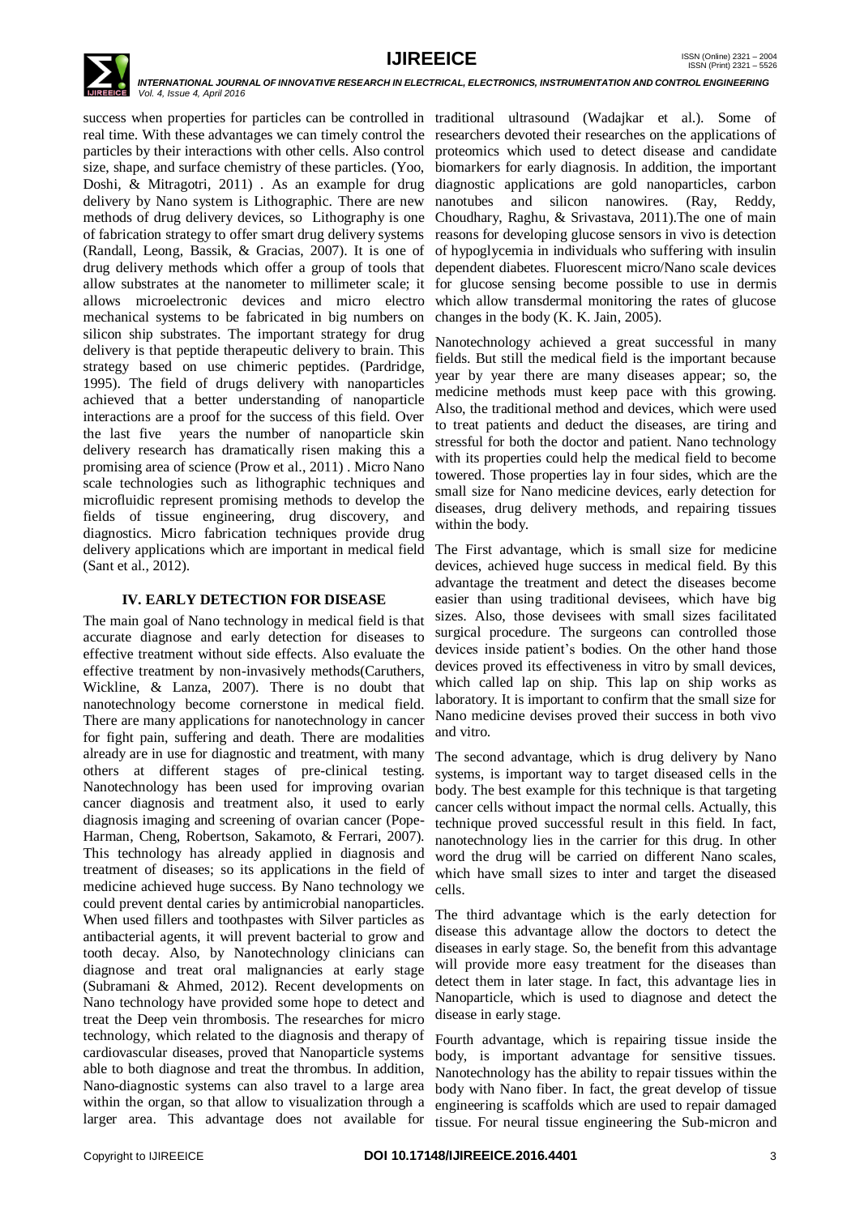success when properties for particles can be controlled in real time. With these advantages we can timely control the particles by their interactions with other cells. Also control size, shape, and surface chemistry of these particles. (Yoo, Doshi, & Mitragotri, 2011) . As an example for drug delivery by Nano system is Lithographic. There are new methods of drug delivery devices, so Lithography is one of fabrication strategy to offer smart drug delivery systems (Randall, Leong, Bassik, & Gracias, 2007). It is one of drug delivery methods which offer a group of tools that allow substrates at the nanometer to millimeter scale; it allows microelectronic devices and micro electro mechanical systems to be fabricated in big numbers on silicon ship substrates. The important strategy for drug delivery is that peptide therapeutic delivery to brain. This strategy based on use chimeric peptides. (Pardridge, 1995). The field of drugs delivery with nanoparticles achieved that a better understanding of nanoparticle interactions are a proof for the success of this field. Over the last five years the number of nanoparticle skin delivery research has dramatically risen making this a promising area of science (Prow et al., 2011) . Micro Nano scale technologies such as lithographic techniques and microfluidic represent promising methods to develop the fields of tissue engineering, drug discovery, and diagnostics. Micro fabrication techniques provide drug delivery applications which are important in medical field (Sant et al., 2012).

## IV. EARLY DETECTION FOR DISEASE

The main goal of Nano technology in medical field is that accurate diagnose and early detection for diseases to effective treatment without side effects. Also evaluate the effective treatment by non-invasively methods(Caruthers, Wickline, & Lanza, 2007). There is no doubt that nanotechnology become cornerstone in medical field. There are many applications for nanotechnology in cancer for fight pain, suffering and death. There are modalities already are in use for diagnostic and treatment, with many others at different stages of pre-clinical testing. Nanotechnology has been used for improving ovarian cancer diagnosis and treatment also, it used to early diagnosis imaging and screening of ovarian cancer (Pope-Harman, Cheng, Robertson, Sakamoto, & Ferrari, 2007). This technology has already applied in diagnosis and treatment of diseases; so its applications in the field of medicine achieved huge success. By Nano technology we could prevent dental caries by antimicrobial nanoparticles. When used fillers and toothpastes with Silver particles as antibacterial agents, it will prevent bacterial to grow and tooth decay. Also, by Nanotechnology clinicians can diagnose and treat oral malignancies at early stage (Subramani & Ahmed, 2012). Recent developments on Nano technology have provided some hope to detect and treat the Deep vein thrombosis. The researches for micro technology, which related to the diagnosis and therapy of cardiovascular diseases, proved that Nanoparticle systems able to both diagnose and treat the thrombus. In addition, Nano-diagnostic systems can also travel to a large area within the organ, so that allow to visualization through a larger area. This advantage does not available for traditional ultrasound (Wadajkar et al.). Some of researchers devoted their researches on the applications of proteomics which used to detect disease and candidate biomarkers for early diagnosis. In addition, the important diagnostic applications are gold nanoparticles, carbon nanotubes and silicon nanowires. (Ray, Reddy, Choudhary, Raghu, & Srivastava, 2011).The one of main reasons for developing glucose sensors in vivo is detection of hypoglycemia in individuals who suffering with insulin dependent diabetes. Fluorescent micro/Nano scale devices for glucose sensing become possible to use in dermis which allow transdermal monitoring the rates of glucose changes in the body (K. K. Jain, 2005).

Nanotechnology achieved a great successful in many fields. But still the medical field is the important because year by year there are many diseases appear; so, the medicine methods must keep pace with this growing. Also, the traditional method and devices, which were used to treat patients and deduct the diseases, are tiring and stressful for both the doctor and patient. Nano technology with its properties could help the medical field to become towered. Those properties lay in four sides, which are the small size for Nano medicine devices, early detection for diseases, drug delivery methods, and repairing tissues within the body.

The First advantage, which is small size for medicine devices, achieved huge success in medical field. By this advantage the treatment and detect the diseases become easier than using traditional devisees, which have big sizes. Also, those devisees with small sizes facilitated surgical procedure. The surgeons can controlled those devices inside patient's bodies. On the other hand those devices proved its effectiveness in vitro by small devices, which called lap on ship. This lap on ship works as laboratory. It is important to confirm that the small size for Nano medicine devises proved their success in both vivo and vitro.

The second advantage, which is drug delivery by Nano systems, is important way to target diseased cells in the body. The best example for this technique is that targeting cancer cells without impact the normal cells. Actually, this technique proved successful result in this field. In fact, nanotechnology lies in the carrier for this drug. In other word the drug will be carried on different Nano scales, which have small sizes to inter and target the diseased cells.

The third advantage which is the early detection for disease this advantage allow the doctors to detect the diseases in early stage. So, the benefit from this advantage will provide more easy treatment for the diseases than detect them in later stage. In fact, this advantage lies in Nanoparticle, which is used to diagnose and detect the disease in early stage.

Fourth advantage, which is repairing tissue inside the body, is important advantage for sensitive tissues. Nanotechnology has the ability to repair tissues within the body with Nano fiber. In fact, the great develop of tissue engineering is scaffolds which are used to repair damaged tissue. For neural tissue engineering the Sub-micron and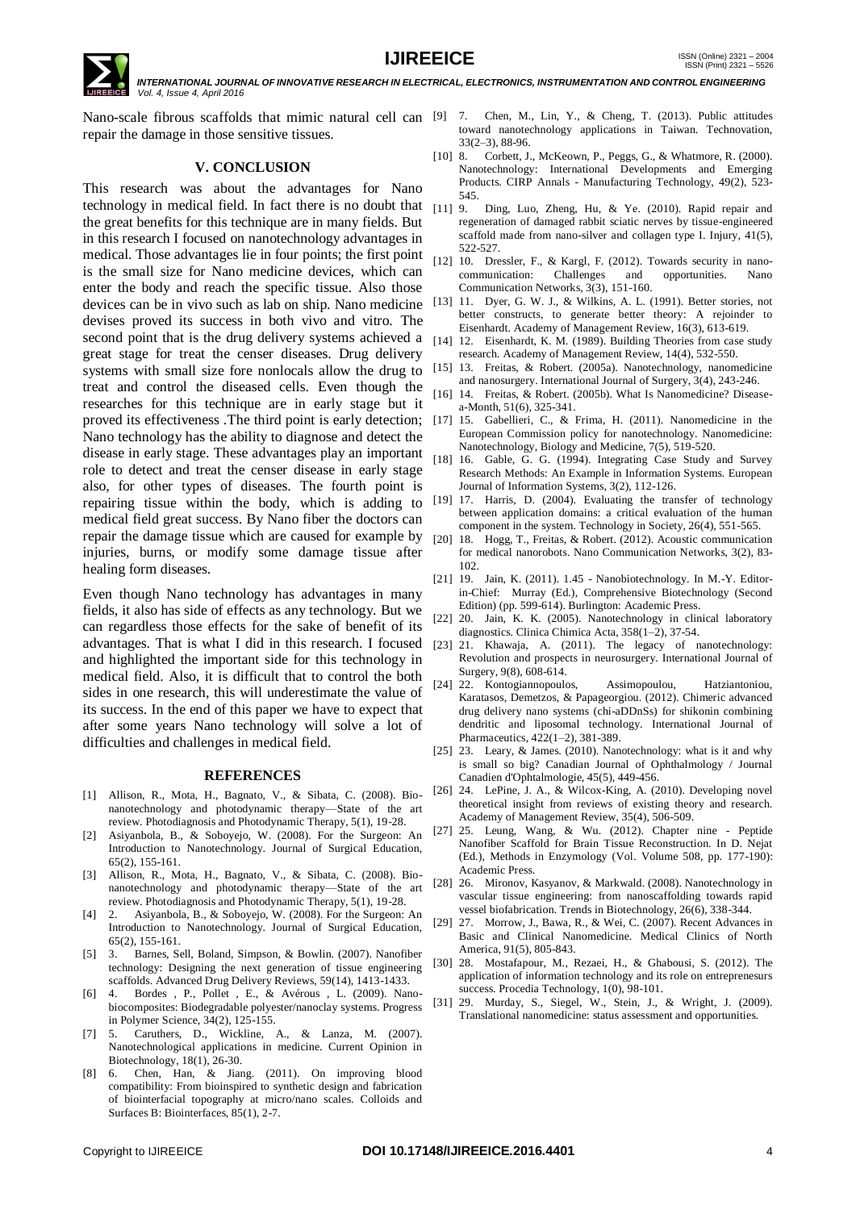Nano-scale fibrous scaffolds that mimic natural cell can repair the damage in those sensitive tissues.

## V. CONCLUSION

This research was about the advantages for Nano technology in medical field. In fact there is no doubt that the great benefits for this technique are in many fields. But in this research I focused on nanotechnology advantages in medical. Those advantages lie in four points; the first point is the small size for Nano medicine devices, which can enter the body and reach the specific tissue. Also those devices can be in vivo such as lab on ship. Nano medicine devises proved its success in both vivo and vitro. The second point that is the drug delivery systems achieved a great stage for treat the censer diseases. Drug delivery systems with small size fore nonlocals allow the drug to treat and control the diseased cells. Even though the researches for this technique are in early stage but it proved its effectiveness .The third point is early detection; Nano technology has the ability to diagnose and detect the disease in early stage. These advantages play an important role to detect and treat the censer disease in early stage also, for other types of diseases. The fourth point is repairing tissue within the body, which is adding to medical field great success. By Nano fiber the doctors can repair the damage tissue which are caused for example by injuries, burns, or modify some damage tissue after healing form diseases.

Even though Nano technology has advantages in many fields, it also has side of effects as any technology. But we can regardless those effects for the sake of benefit of its advantages. That is what I did in this research. I focused and highlighted the important side for this technology in medical field. Also, it is difficult that to control the both sides in one research, this will underestimate the value of its success. In the end of this paper we have to expect that after some years Nano technology will solve a lot of difficulties and challenges in medical field.

## REFERENCES

[1] Allison, R., Mota, H., Bagnato, V., & Sibata, C. (2008). Bio-nanotechnology and photodynamic therapy—State of the art review. Photodiagnosis and Photodynamic Therapy, 5(1), 19-28.

[2] Asiyanbola, B., & Soboyejo, W. (2008). For the Surgeon: An Introduction to Nanotechnology. Journal of Surgical Education, 65(2), 155-161.

[3] Allison, R., Mota, H., Bagnato, V., & Sibata, C. (2008). Bio-nanotechnology and photodynamic therapy—State of the art review. Photodiagnosis and Photodynamic Therapy, 5(1), 19-28.

[4] 2. Asiyanbola, B., & Soboyejo, W. (2008). For the Surgeon: An Introduction to Nanotechnology. Journal of Surgical Education, 65(2), 155-161.

[5] 3. Barnes, Sell, Boland, Simpson, & Bowlin. (2007). Nanofiber technology: Designing the next generation of tissue engineering scaffolds. Advanced Drug Delivery Reviews, 59(14), 1413-1433.

[6] 4. Bordes , P., Pollet , E., & Avérous , L. (2009). Nano-biocomposites: Biodegradable polyester/nanoclay systems. Progress in Polymer Science, 34(2), 125-155.

[7] 5. Caruthers, D., Wickline, A., & Lanza, M. (2007). Nanotechnological applications in medicine. Current Opinion in Biotechnology, 18(1), 26-30.

[8] 6. Chen, Han, & Jiang. (2011). On improving blood compatibility: From bioinspired to synthetic design and fabrication of biointerfacial topography at micro/nano scales. Colloids and Surfaces B: Biointerfaces, 85(1), 2-7.

[9] 7. Chen, M., Lin, Y., & Cheng, T. (2013). Public attitudes toward nanotechnology applications in Taiwan. Technovation, 33(2–3), 88-96.

[10] 8. Corbett, J., McKeown, P., Peggs, G., & Whatmore, R. (2000). Nanotechnology: International Developments and Emerging Products. CIRP Annals - Manufacturing Technology, 49(2), 523-545.

[11] 9. Ding, Luo, Zheng, Hu, & Ye. (2010). Rapid repair and regeneration of damaged rabbit sciatic nerves by tissue-engineered scaffold made from nano-silver and collagen type I. Injury, 41(5), 522-527.

[12] 10. Dressler, F., & Kargl, F. (2012). Towards security in nano-communication: Challenges and opportunities. Nano Communication Networks, 3(3), 151-160.

[13] 11. Dyer, G. W. J., & Wilkins, A. L. (1991). Better stories, not better constructs, to generate better theory: A rejoinder to Eisenhardt. Academy of Management Review, 16(3), 613-619.

[14] 12. Eisenhardt, K. M. (1989). Building Theories from case study research. Academy of Management Review, 14(4), 532-550.

[15] 13. Freitas, & Robert. (2005a). Nanotechnology, nanomedicine and nanosurgery. International Journal of Surgery, 3(4), 243-246.

[16] 14. Freitas, & Robert. (2005b). What Is Nanomedicine? Disease-a-Month, 51(6), 325-341.

[17] 15. Gabellieri, C., & Frima, H. (2011). Nanomedicine in the European Commission policy for nanotechnology. Nanomedicine: Nanotechnology, Biology and Medicine, 7(5), 519-520.

[18] 16. Gable, G. G. (1994). Integrating Case Study and Survey Research Methods: An Example in Information Systems. European Journal of Information Systems, 3(2), 112-126.

[19] 17. Harris, D. (2004). Evaluating the transfer of technology between application domains: a critical evaluation of the human component in the system. Technology in Society, 26(4), 551-565.

[20] 18. Hogg, T., Freitas, & Robert. (2012). Acoustic communication for medical nanorobots. Nano Communication Networks, 3(2), 83-102.

[21] 19. Jain, K. (2011). 1.45 - Nanobiotechnology. In M.-Y. Editor-in-Chief: Murray (Ed.), Comprehensive Biotechnology (Second Edition) (pp. 599-614). Burlington: Academic Press.

[22] 20. Jain, K. K. (2005). Nanotechnology in clinical laboratory diagnostics. Clinica Chimica Acta, 358(1–2), 37-54.

[23] 21. Khawaja, A. (2011). The legacy of nanotechnology: Revolution and prospects in neurosurgery. International Journal of Surgery, 9(8), 608-614.

[24] 22. Kontogiannopoulos, Assimopoulou, Hatziantoniou, Karatasos, Demetzos, & Papageorgiou. (2012). Chimeric advanced drug delivery nano systems (chi-aDDnSs) for shikonin combining dendritic and liposomal technology. International Journal of Pharmaceutics, 422(1–2), 381-389.

[25] 23. Leary, & James. (2010). Nanotechnology: what is it and why is small so big? Canadian Journal of Ophthalmology / Journal Canadien d'Ophtalmologie, 45(5), 449-456.

[26] 24. LePine, J. A., & Wilcox-King, A. (2010). Developing novel theoretical insight from reviews of existing theory and research. Academy of Management Review, 35(4), 506-509.

[27] 25. Leung, Wang, & Wu. (2012). Chapter nine - Peptide Nanofiber Scaffold for Brain Tissue Reconstruction. In D. Nejat (Ed.), Methods in Enzymology (Vol. Volume 508, pp. 177-190): Academic Press.

[28] 26. Mironov, Kasyanov, & Markwald. (2008). Nanotechnology in vascular tissue engineering: from nanoscaffolding towards rapid vessel biofabrication. Trends in Biotechnology, 26(6), 338-344.

[29] 27. Morrow, J., Bawa, R., & Wei, C. (2007). Recent Advances in Basic and Clinical Nanomedicine. Medical Clinics of North America, 91(5), 805-843.

[30] 28. Mostafapour, M., Rezaei, H., & Ghabousi, S. (2012). The application of information technology and its role on entreprenesurs success. Procedia Technology, 1(0), 98-101.

[31] 29. Murday, S., Siegel, W., Stein, J., & Wright, J. (2009). Translational nanomedicine: status assessment and opportunities.